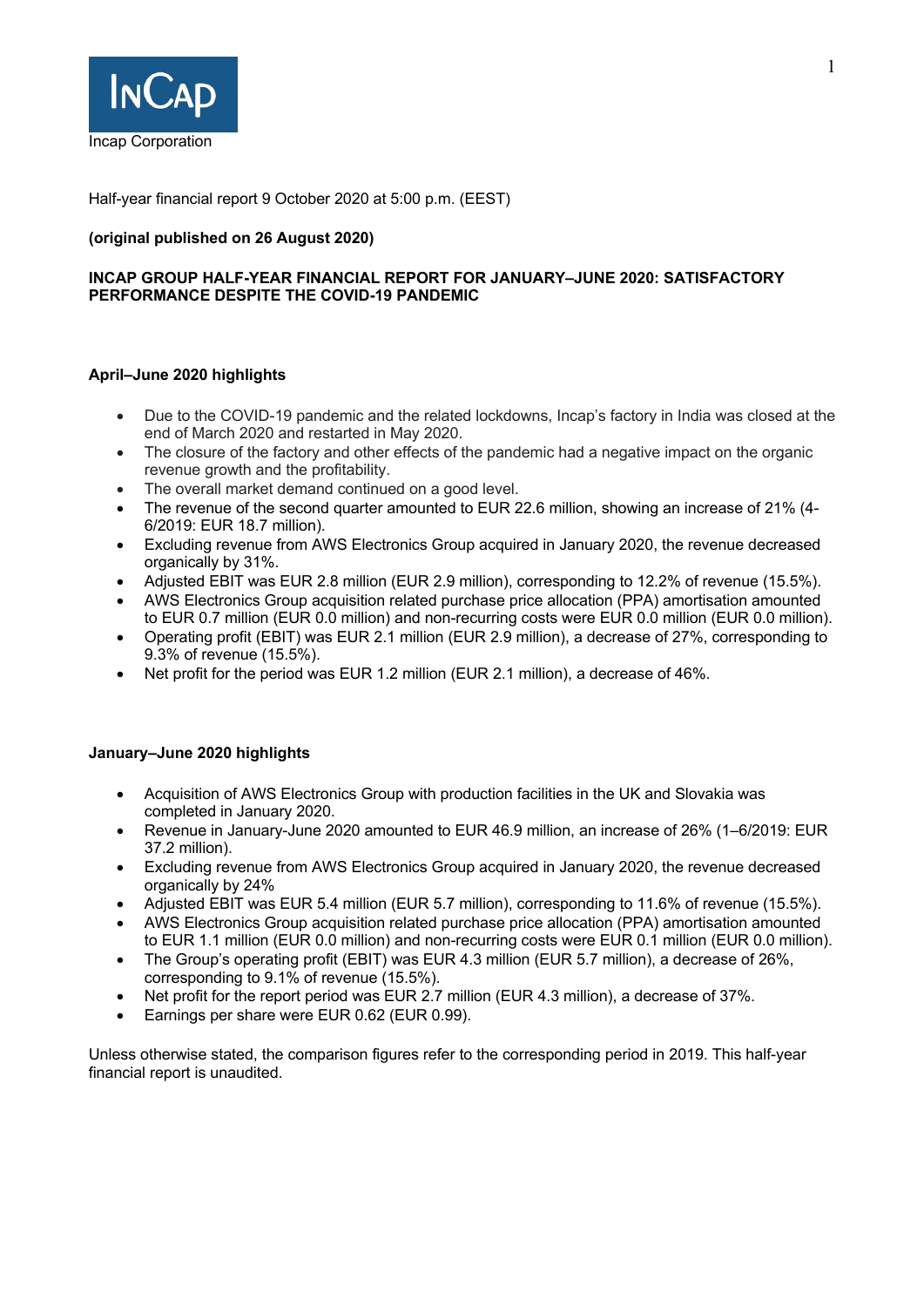Incap Corporation

Half-year financial report 9 October 2020 at 5:00 p.m. (EEST)

**(original published on 26 August 2020)**

# INCAP GROUP HALF-YEAR FINANCIAL REPORT FOR JANUARY–JUNE 2020: SATISFACTORY PERFORMANCE DESPITE THE COVID-19 PANDEMIC

## April–June 2020 highlights

- Due to the COVID-19 pandemic and the related lockdowns, Incap's factory in India was closed at the end of March 2020 and restarted in May 2020.
- The closure of the factory and other effects of the pandemic had a negative impact on the organic revenue growth and the profitability.
- The overall market demand continued on a good level.
- The revenue of the second quarter amounted to EUR 22.6 million, showing an increase of 21% (4-6/2019: EUR 18.7 million).
- Excluding revenue from AWS Electronics Group acquired in January 2020, the revenue decreased organically by 31%.
- Adjusted EBIT was EUR 2.8 million (EUR 2.9 million), corresponding to 12.2% of revenue (15.5%).
- AWS Electronics Group acquisition related purchase price allocation (PPA) amortisation amounted to EUR 0.7 million (EUR 0.0 million) and non-recurring costs were EUR 0.0 million (EUR 0.0 million).
- Operating profit (EBIT) was EUR 2.1 million (EUR 2.9 million), a decrease of 27%, corresponding to 9.3% of revenue (15.5%).
- Net profit for the period was EUR 1.2 million (EUR 2.1 million), a decrease of 46%.

## January–June 2020 highlights

- Acquisition of AWS Electronics Group with production facilities in the UK and Slovakia was completed in January 2020.
- Revenue in January-June 2020 amounted to EUR 46.9 million, an increase of 26% (1–6/2019: EUR 37.2 million).
- Excluding revenue from AWS Electronics Group acquired in January 2020, the revenue decreased organically by 24%
- Adjusted EBIT was EUR 5.4 million (EUR 5.7 million), corresponding to 11.6% of revenue (15.5%).
- AWS Electronics Group acquisition related purchase price allocation (PPA) amortisation amounted to EUR 1.1 million (EUR 0.0 million) and non-recurring costs were EUR 0.1 million (EUR 0.0 million).
- The Group's operating profit (EBIT) was EUR 4.3 million (EUR 5.7 million), a decrease of 26%, corresponding to 9.1% of revenue (15.5%).
- Net profit for the report period was EUR 2.7 million (EUR 4.3 million), a decrease of 37%.
- Earnings per share were EUR 0.62 (EUR 0.99).

Unless otherwise stated, the comparison figures refer to the corresponding period in 2019. This half-year financial report is unaudited.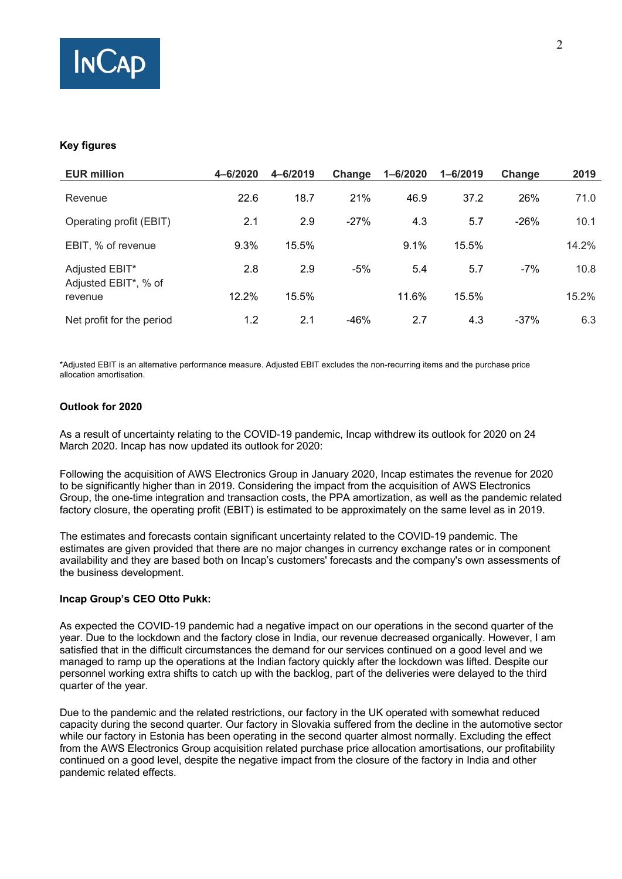**Key figures**

| EUR million | 4–6/2020 | 4–6/2019 | Change | 1–6/2020 | 1–6/2019 | Change | 2019 |
|---|---|---|---|---|---|---|---|
| Revenue | 22.6 | 18.7 | 21% | 46.9 | 37.2 | 26% | 71.0 |
| Operating profit (EBIT) | 2.1 | 2.9 | -27% | 4.3 | 5.7 | -26% | 10.1 |
| EBIT, % of revenue | 9.3% | 15.5% | | 9.1% | 15.5% | | 14.2% |
| Adjusted EBIT* | 2.8 | 2.9 | -5% | 5.4 | 5.7 | -7% | 10.8 |
| Adjusted EBIT*, % of revenue | 12.2% | 15.5% | | 11.6% | 15.5% | | 15.2% |
| Net profit for the period | 1.2 | 2.1 | -46% | 2.7 | 4.3 | -37% | 6.3 |

*Adjusted EBIT is an alternative performance measure. Adjusted EBIT excludes the non-recurring items and the purchase price allocation amortisation.

**Outlook for 2020**

As a result of uncertainty relating to the COVID-19 pandemic, Incap withdrew its outlook for 2020 on 24 March 2020. Incap has now updated its outlook for 2020:

Following the acquisition of AWS Electronics Group in January 2020, Incap estimates the revenue for 2020 to be significantly higher than in 2019. Considering the impact from the acquisition of AWS Electronics Group, the one-time integration and transaction costs, the PPA amortization, as well as the pandemic related factory closure, the operating profit (EBIT) is estimated to be approximately on the same level as in 2019.

The estimates and forecasts contain significant uncertainty related to the COVID-19 pandemic. The estimates are given provided that there are no major changes in currency exchange rates or in component availability and they are based both on Incap's customers' forecasts and the company's own assessments of the business development.

**Incap Group's CEO Otto Pukk:**

As expected the COVID-19 pandemic had a negative impact on our operations in the second quarter of the year. Due to the lockdown and the factory close in India, our revenue decreased organically. However, I am satisfied that in the difficult circumstances the demand for our services continued on a good level and we managed to ramp up the operations at the Indian factory quickly after the lockdown was lifted. Despite our personnel working extra shifts to catch up with the backlog, part of the deliveries were delayed to the third quarter of the year.

Due to the pandemic and the related restrictions, our factory in the UK operated with somewhat reduced capacity during the second quarter. Our factory in Slovakia suffered from the decline in the automotive sector while our factory in Estonia has been operating in the second quarter almost normally. Excluding the effect from the AWS Electronics Group acquisition related purchase price allocation amortisations, our profitability continued on a good level, despite the negative impact from the closure of the factory in India and other pandemic related effects.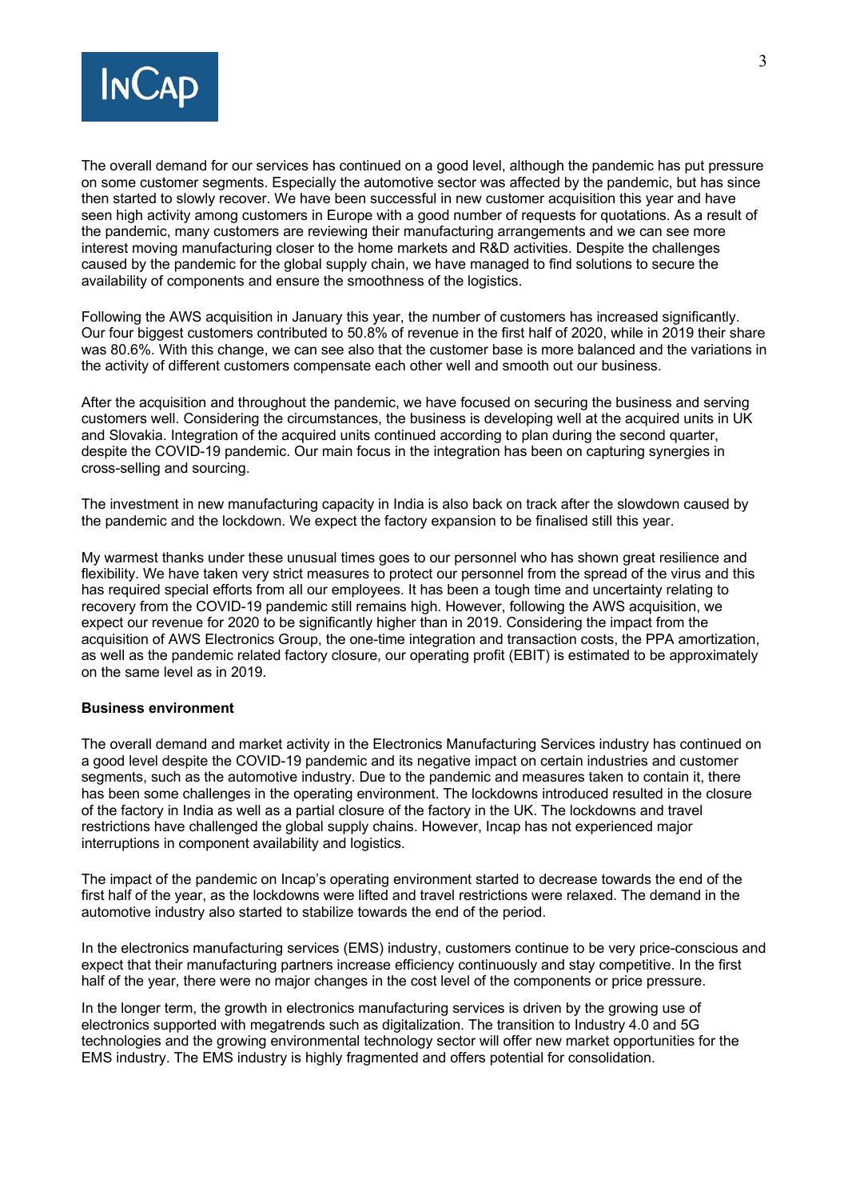The overall demand for our services has continued on a good level, although the pandemic has put pressure on some customer segments. Especially the automotive sector was affected by the pandemic, but has since then started to slowly recover. We have been successful in new customer acquisition this year and have seen high activity among customers in Europe with a good number of requests for quotations. As a result of the pandemic, many customers are reviewing their manufacturing arrangements and we can see more interest moving manufacturing closer to the home markets and R&D activities. Despite the challenges caused by the pandemic for the global supply chain, we have managed to find solutions to secure the availability of components and ensure the smoothness of the logistics.

Following the AWS acquisition in January this year, the number of customers has increased significantly. Our four biggest customers contributed to 50.8% of revenue in the first half of 2020, while in 2019 their share was 80.6%. With this change, we can see also that the customer base is more balanced and the variations in the activity of different customers compensate each other well and smooth out our business.

After the acquisition and throughout the pandemic, we have focused on securing the business and serving customers well. Considering the circumstances, the business is developing well at the acquired units in UK and Slovakia. Integration of the acquired units continued according to plan during the second quarter, despite the COVID-19 pandemic. Our main focus in the integration has been on capturing synergies in cross-selling and sourcing.

The investment in new manufacturing capacity in India is also back on track after the slowdown caused by the pandemic and the lockdown. We expect the factory expansion to be finalised still this year.

My warmest thanks under these unusual times goes to our personnel who has shown great resilience and flexibility. We have taken very strict measures to protect our personnel from the spread of the virus and this has required special efforts from all our employees. It has been a tough time and uncertainty relating to recovery from the COVID-19 pandemic still remains high. However, following the AWS acquisition, we expect our revenue for 2020 to be significantly higher than in 2019. Considering the impact from the acquisition of AWS Electronics Group, the one-time integration and transaction costs, the PPA amortization, as well as the pandemic related factory closure, our operating profit (EBIT) is estimated to be approximately on the same level as in 2019.

**Business environment**

The overall demand and market activity in the Electronics Manufacturing Services industry has continued on a good level despite the COVID-19 pandemic and its negative impact on certain industries and customer segments, such as the automotive industry. Due to the pandemic and measures taken to contain it, there has been some challenges in the operating environment. The lockdowns introduced resulted in the closure of the factory in India as well as a partial closure of the factory in the UK. The lockdowns and travel restrictions have challenged the global supply chains. However, Incap has not experienced major interruptions in component availability and logistics.

The impact of the pandemic on Incap's operating environment started to decrease towards the end of the first half of the year, as the lockdowns were lifted and travel restrictions were relaxed. The demand in the automotive industry also started to stabilize towards the end of the period.

In the electronics manufacturing services (EMS) industry, customers continue to be very price-conscious and expect that their manufacturing partners increase efficiency continuously and stay competitive. In the first half of the year, there were no major changes in the cost level of the components or price pressure.

In the longer term, the growth in electronics manufacturing services is driven by the growing use of electronics supported with megatrends such as digitalization. The transition to Industry 4.0 and 5G technologies and the growing environmental technology sector will offer new market opportunities for the EMS industry. The EMS industry is highly fragmented and offers potential for consolidation.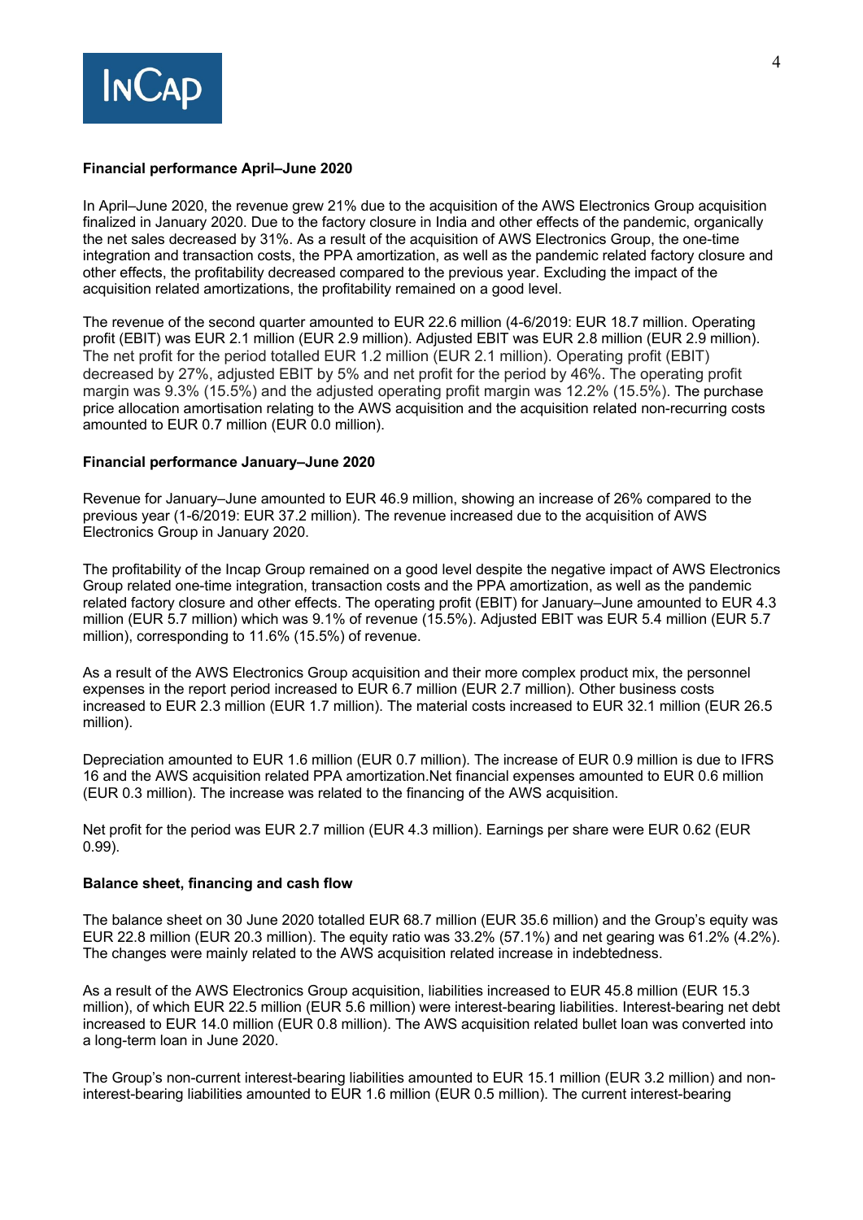**Financial performance April–June 2020**

In April–June 2020, the revenue grew 21% due to the acquisition of the AWS Electronics Group acquisition finalized in January 2020. Due to the factory closure in India and other effects of the pandemic, organically the net sales decreased by 31%. As a result of the acquisition of AWS Electronics Group, the one-time integration and transaction costs, the PPA amortization, as well as the pandemic related factory closure and other effects, the profitability decreased compared to the previous year. Excluding the impact of the acquisition related amortizations, the profitability remained on a good level.

The revenue of the second quarter amounted to EUR 22.6 million (4-6/2019: EUR 18.7 million. Operating profit (EBIT) was EUR 2.1 million (EUR 2.9 million). Adjusted EBIT was EUR 2.8 million (EUR 2.9 million). The net profit for the period totalled EUR 1.2 million (EUR 2.1 million). Operating profit (EBIT) decreased by 27%, adjusted EBIT by 5% and net profit for the period by 46%. The operating profit margin was 9.3% (15.5%) and the adjusted operating profit margin was 12.2% (15.5%). The purchase price allocation amortisation relating to the AWS acquisition and the acquisition related non-recurring costs amounted to EUR 0.7 million (EUR 0.0 million).

**Financial performance January–June 2020**

Revenue for January–June amounted to EUR 46.9 million, showing an increase of 26% compared to the previous year (1-6/2019: EUR 37.2 million). The revenue increased due to the acquisition of AWS Electronics Group in January 2020.

The profitability of the Incap Group remained on a good level despite the negative impact of AWS Electronics Group related one-time integration, transaction costs and the PPA amortization, as well as the pandemic related factory closure and other effects. The operating profit (EBIT) for January–June amounted to EUR 4.3 million (EUR 5.7 million) which was 9.1% of revenue (15.5%). Adjusted EBIT was EUR 5.4 million (EUR 5.7 million), corresponding to 11.6% (15.5%) of revenue.

As a result of the AWS Electronics Group acquisition and their more complex product mix, the personnel expenses in the report period increased to EUR 6.7 million (EUR 2.7 million). Other business costs increased to EUR 2.3 million (EUR 1.7 million). The material costs increased to EUR 32.1 million (EUR 26.5 million).

Depreciation amounted to EUR 1.6 million (EUR 0.7 million). The increase of EUR 0.9 million is due to IFRS 16 and the AWS acquisition related PPA amortization.Net financial expenses amounted to EUR 0.6 million (EUR 0.3 million). The increase was related to the financing of the AWS acquisition.

Net profit for the period was EUR 2.7 million (EUR 4.3 million). Earnings per share were EUR 0.62 (EUR 0.99).

**Balance sheet, financing and cash flow**

The balance sheet on 30 June 2020 totalled EUR 68.7 million (EUR 35.6 million) and the Group's equity was EUR 22.8 million (EUR 20.3 million). The equity ratio was 33.2% (57.1%) and net gearing was 61.2% (4.2%). The changes were mainly related to the AWS acquisition related increase in indebtedness.

As a result of the AWS Electronics Group acquisition, liabilities increased to EUR 45.8 million (EUR 15.3 million), of which EUR 22.5 million (EUR 5.6 million) were interest-bearing liabilities. Interest-bearing net debt increased to EUR 14.0 million (EUR 0.8 million). The AWS acquisition related bullet loan was converted into a long-term loan in June 2020.

The Group's non-current interest-bearing liabilities amounted to EUR 15.1 million (EUR 3.2 million) and non-interest-bearing liabilities amounted to EUR 1.6 million (EUR 0.5 million). The current interest-bearing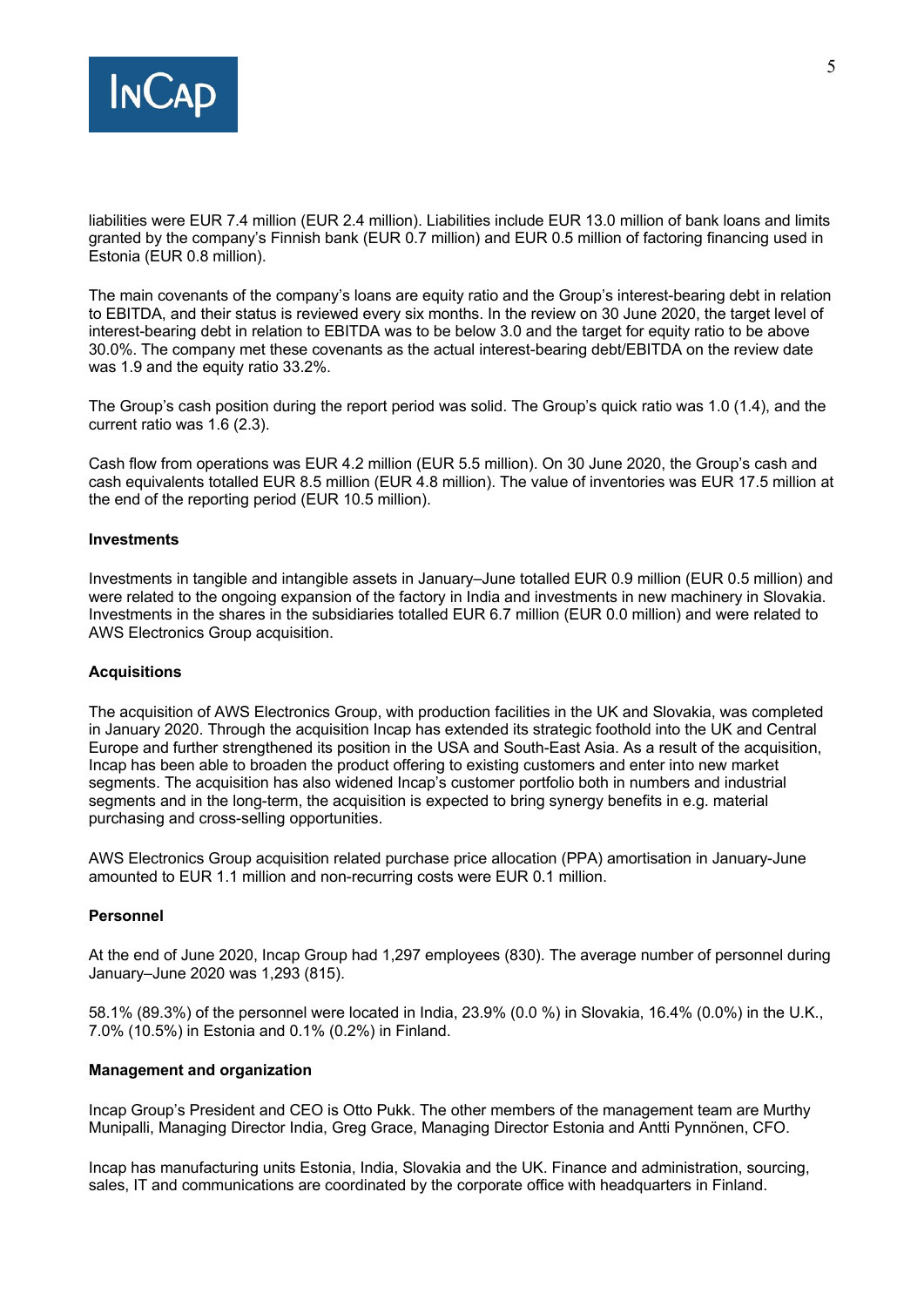liabilities were EUR 7.4 million (EUR 2.4 million). Liabilities include EUR 13.0 million of bank loans and limits granted by the company's Finnish bank (EUR 0.7 million) and EUR 0.5 million of factoring financing used in Estonia (EUR 0.8 million).

The main covenants of the company's loans are equity ratio and the Group's interest-bearing debt in relation to EBITDA, and their status is reviewed every six months. In the review on 30 June 2020, the target level of interest-bearing debt in relation to EBITDA was to be below 3.0 and the target for equity ratio to be above 30.0%. The company met these covenants as the actual interest-bearing debt/EBITDA on the review date was 1.9 and the equity ratio 33.2%.

The Group's cash position during the report period was solid. The Group's quick ratio was 1.0 (1.4), and the current ratio was 1.6 (2.3).

Cash flow from operations was EUR 4.2 million (EUR 5.5 million). On 30 June 2020, the Group's cash and cash equivalents totalled EUR 8.5 million (EUR 4.8 million). The value of inventories was EUR 17.5 million at the end of the reporting period (EUR 10.5 million).

**Investments**

Investments in tangible and intangible assets in January–June totalled EUR 0.9 million (EUR 0.5 million) and were related to the ongoing expansion of the factory in India and investments in new machinery in Slovakia. Investments in the shares in the subsidiaries totalled EUR 6.7 million (EUR 0.0 million) and were related to AWS Electronics Group acquisition.

**Acquisitions**

The acquisition of AWS Electronics Group, with production facilities in the UK and Slovakia, was completed in January 2020. Through the acquisition Incap has extended its strategic foothold into the UK and Central Europe and further strengthened its position in the USA and South-East Asia. As a result of the acquisition, Incap has been able to broaden the product offering to existing customers and enter into new market segments. The acquisition has also widened Incap's customer portfolio both in numbers and industrial segments and in the long-term, the acquisition is expected to bring synergy benefits in e.g. material purchasing and cross-selling opportunities.

AWS Electronics Group acquisition related purchase price allocation (PPA) amortisation in January-June amounted to EUR 1.1 million and non-recurring costs were EUR 0.1 million.

**Personnel**

At the end of June 2020, Incap Group had 1,297 employees (830). The average number of personnel during January–June 2020 was 1,293 (815).

58.1% (89.3%) of the personnel were located in India, 23.9% (0.0 %) in Slovakia, 16.4% (0.0%) in the U.K., 7.0% (10.5%) in Estonia and 0.1% (0.2%) in Finland.

**Management and organization**

Incap Group's President and CEO is Otto Pukk. The other members of the management team are Murthy Munipalli, Managing Director India, Greg Grace, Managing Director Estonia and Antti Pynnönen, CFO.

Incap has manufacturing units Estonia, India, Slovakia and the UK. Finance and administration, sourcing, sales, IT and communications are coordinated by the corporate office with headquarters in Finland.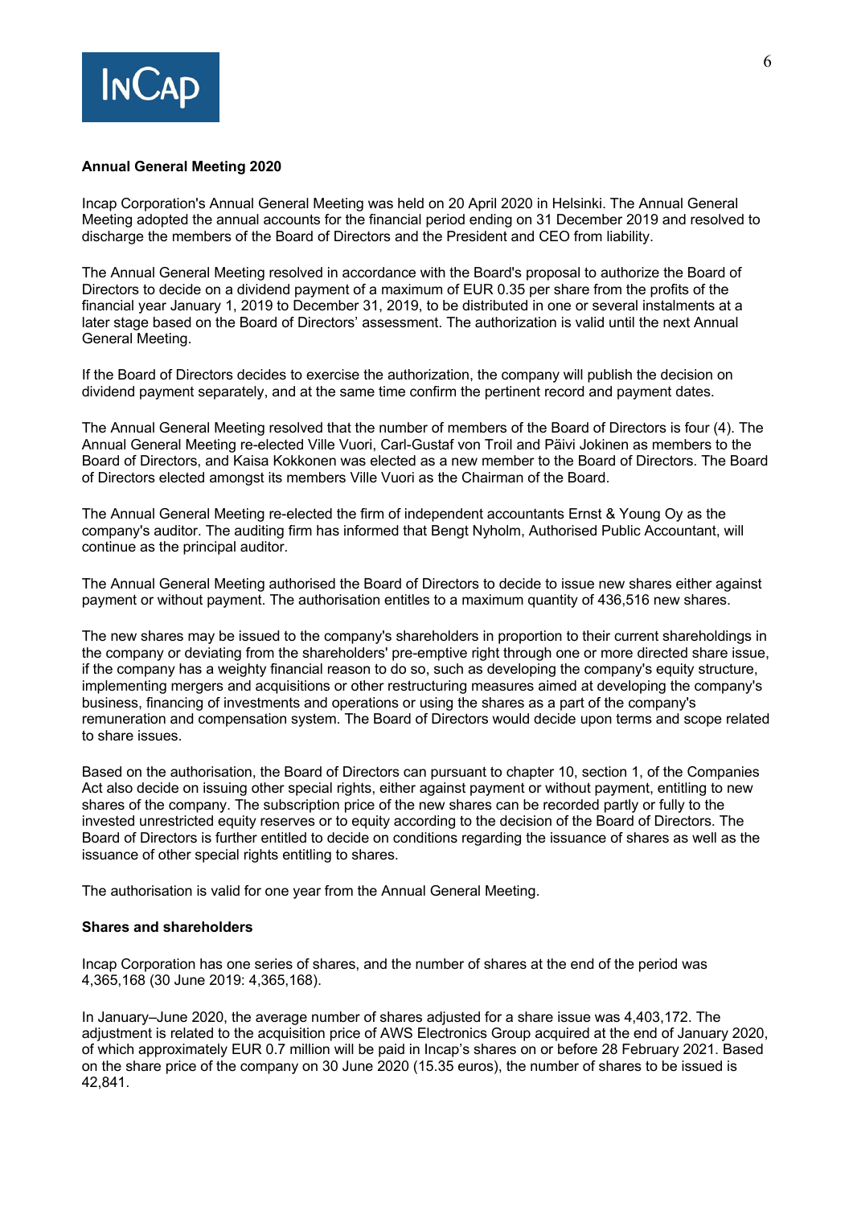**Annual General Meeting 2020**

Incap Corporation's Annual General Meeting was held on 20 April 2020 in Helsinki. The Annual General Meeting adopted the annual accounts for the financial period ending on 31 December 2019 and resolved to discharge the members of the Board of Directors and the President and CEO from liability.

The Annual General Meeting resolved in accordance with the Board's proposal to authorize the Board of Directors to decide on a dividend payment of a maximum of EUR 0.35 per share from the profits of the financial year January 1, 2019 to December 31, 2019, to be distributed in one or several instalments at a later stage based on the Board of Directors' assessment. The authorization is valid until the next Annual General Meeting.

If the Board of Directors decides to exercise the authorization, the company will publish the decision on dividend payment separately, and at the same time confirm the pertinent record and payment dates.

The Annual General Meeting resolved that the number of members of the Board of Directors is four (4). The Annual General Meeting re-elected Ville Vuori, Carl-Gustaf von Troil and Päivi Jokinen as members to the Board of Directors, and Kaisa Kokkonen was elected as a new member to the Board of Directors. The Board of Directors elected amongst its members Ville Vuori as the Chairman of the Board.

The Annual General Meeting re-elected the firm of independent accountants Ernst & Young Oy as the company's auditor. The auditing firm has informed that Bengt Nyholm, Authorised Public Accountant, will continue as the principal auditor.

The Annual General Meeting authorised the Board of Directors to decide to issue new shares either against payment or without payment. The authorisation entitles to a maximum quantity of 436,516 new shares.

The new shares may be issued to the company's shareholders in proportion to their current shareholdings in the company or deviating from the shareholders' pre-emptive right through one or more directed share issue, if the company has a weighty financial reason to do so, such as developing the company's equity structure, implementing mergers and acquisitions or other restructuring measures aimed at developing the company's business, financing of investments and operations or using the shares as a part of the company's remuneration and compensation system. The Board of Directors would decide upon terms and scope related to share issues.

Based on the authorisation, the Board of Directors can pursuant to chapter 10, section 1, of the Companies Act also decide on issuing other special rights, either against payment or without payment, entitling to new shares of the company. The subscription price of the new shares can be recorded partly or fully to the invested unrestricted equity reserves or to equity according to the decision of the Board of Directors. The Board of Directors is further entitled to decide on conditions regarding the issuance of shares as well as the issuance of other special rights entitling to shares.

The authorisation is valid for one year from the Annual General Meeting.

**Shares and shareholders**

Incap Corporation has one series of shares, and the number of shares at the end of the period was 4,365,168 (30 June 2019: 4,365,168).

In January–June 2020, the average number of shares adjusted for a share issue was 4,403,172. The adjustment is related to the acquisition price of AWS Electronics Group acquired at the end of January 2020, of which approximately EUR 0.7 million will be paid in Incap's shares on or before 28 February 2021. Based on the share price of the company on 30 June 2020 (15.35 euros), the number of shares to be issued is 42,841.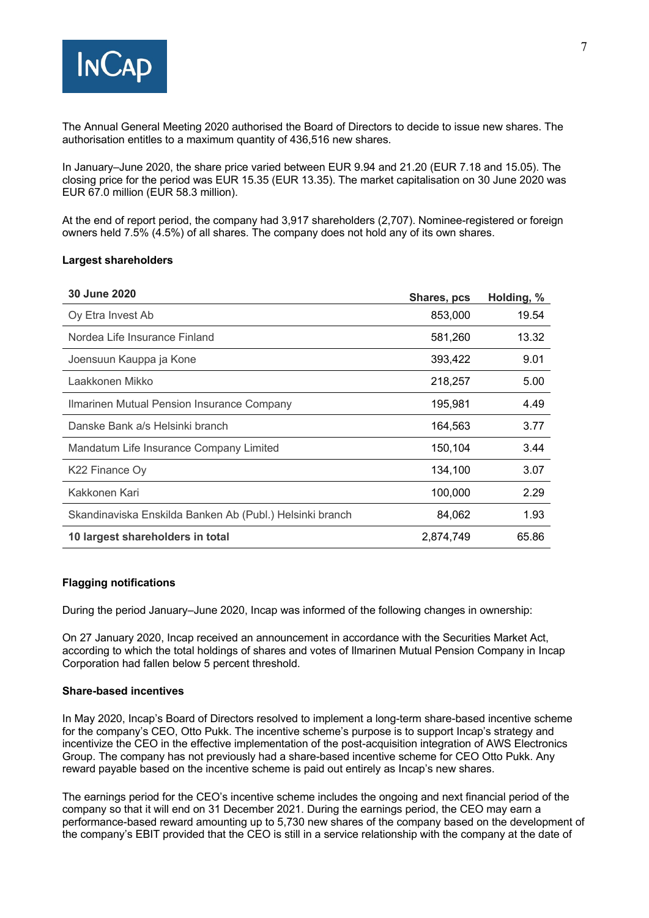The Annual General Meeting 2020 authorised the Board of Directors to decide to issue new shares. The authorisation entitles to a maximum quantity of 436,516 new shares.

In January–June 2020, the share price varied between EUR 9.94 and 21.20 (EUR 7.18 and 15.05). The closing price for the period was EUR 15.35 (EUR 13.35). The market capitalisation on 30 June 2020 was EUR 67.0 million (EUR 58.3 million).

At the end of report period, the company had 3,917 shareholders (2,707). Nominee-registered or foreign owners held 7.5% (4.5%) of all shares. The company does not hold any of its own shares.

**Largest shareholders**

| 30 June 2020 | Shares, pcs | Holding, % |
|---|---|---|
| Oy Etra Invest Ab | 853,000 | 19.54 |
| Nordea Life Insurance Finland | 581,260 | 13.32 |
| Joensuun Kauppa ja Kone | 393,422 | 9.01 |
| Laakkonen Mikko | 218,257 | 5.00 |
| Ilmarinen Mutual Pension Insurance Company | 195,981 | 4.49 |
| Danske Bank a/s Helsinki branch | 164,563 | 3.77 |
| Mandatum Life Insurance Company Limited | 150,104 | 3.44 |
| K22 Finance Oy | 134,100 | 3.07 |
| Kakkonen Kari | 100,000 | 2.29 |
| Skandinaviska Enskilda Banken Ab (Publ.) Helsinki branch | 84,062 | 1.93 |
| **10 largest shareholders in total** | 2,874,749 | 65.86 |

**Flagging notifications**

During the period January–June 2020, Incap was informed of the following changes in ownership:

On 27 January 2020, Incap received an announcement in accordance with the Securities Market Act, according to which the total holdings of shares and votes of Ilmarinen Mutual Pension Company in Incap Corporation had fallen below 5 percent threshold.

**Share-based incentives**

In May 2020, Incap's Board of Directors resolved to implement a long-term share-based incentive scheme for the company's CEO, Otto Pukk. The incentive scheme's purpose is to support Incap's strategy and incentivize the CEO in the effective implementation of the post-acquisition integration of AWS Electronics Group. The company has not previously had a share-based incentive scheme for CEO Otto Pukk. Any reward payable based on the incentive scheme is paid out entirely as Incap's new shares.

The earnings period for the CEO's incentive scheme includes the ongoing and next financial period of the company so that it will end on 31 December 2021. During the earnings period, the CEO may earn a performance-based reward amounting up to 5,730 new shares of the company based on the development of the company's EBIT provided that the CEO is still in a service relationship with the company at the date of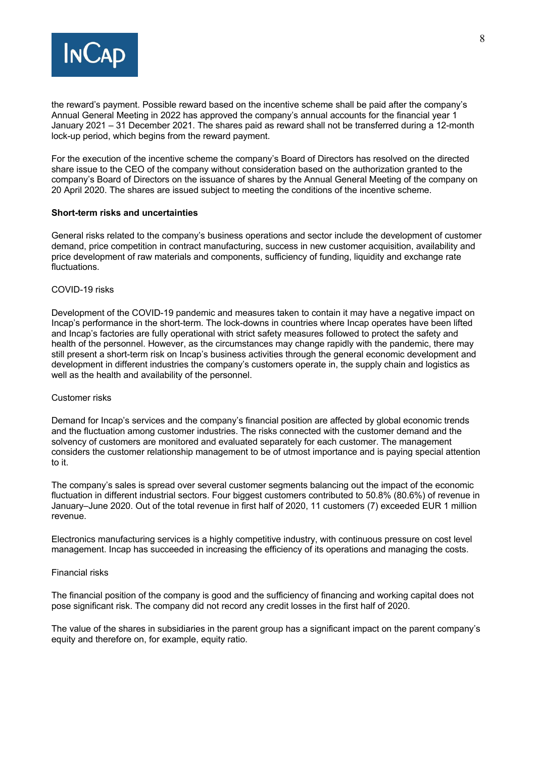the reward's payment. Possible reward based on the incentive scheme shall be paid after the company's Annual General Meeting in 2022 has approved the company's annual accounts for the financial year 1 January 2021 – 31 December 2021. The shares paid as reward shall not be transferred during a 12-month lock-up period, which begins from the reward payment.

For the execution of the incentive scheme the company's Board of Directors has resolved on the directed share issue to the CEO of the company without consideration based on the authorization granted to the company's Board of Directors on the issuance of shares by the Annual General Meeting of the company on 20 April 2020. The shares are issued subject to meeting the conditions of the incentive scheme.

**Short-term risks and uncertainties**

General risks related to the company's business operations and sector include the development of customer demand, price competition in contract manufacturing, success in new customer acquisition, availability and price development of raw materials and components, sufficiency of funding, liquidity and exchange rate fluctuations.

COVID-19 risks

Development of the COVID-19 pandemic and measures taken to contain it may have a negative impact on Incap's performance in the short-term. The lock-downs in countries where Incap operates have been lifted and Incap's factories are fully operational with strict safety measures followed to protect the safety and health of the personnel. However, as the circumstances may change rapidly with the pandemic, there may still present a short-term risk on Incap's business activities through the general economic development and development in different industries the company's customers operate in, the supply chain and logistics as well as the health and availability of the personnel.

Customer risks

Demand for Incap's services and the company's financial position are affected by global economic trends and the fluctuation among customer industries. The risks connected with the customer demand and the solvency of customers are monitored and evaluated separately for each customer. The management considers the customer relationship management to be of utmost importance and is paying special attention to it.

The company's sales is spread over several customer segments balancing out the impact of the economic fluctuation in different industrial sectors. Four biggest customers contributed to 50.8% (80.6%) of revenue in January–June 2020. Out of the total revenue in first half of 2020, 11 customers (7) exceeded EUR 1 million revenue.

Electronics manufacturing services is a highly competitive industry, with continuous pressure on cost level management. Incap has succeeded in increasing the efficiency of its operations and managing the costs.

Financial risks

The financial position of the company is good and the sufficiency of financing and working capital does not pose significant risk. The company did not record any credit losses in the first half of 2020.

The value of the shares in subsidiaries in the parent group has a significant impact on the parent company's equity and therefore on, for example, equity ratio.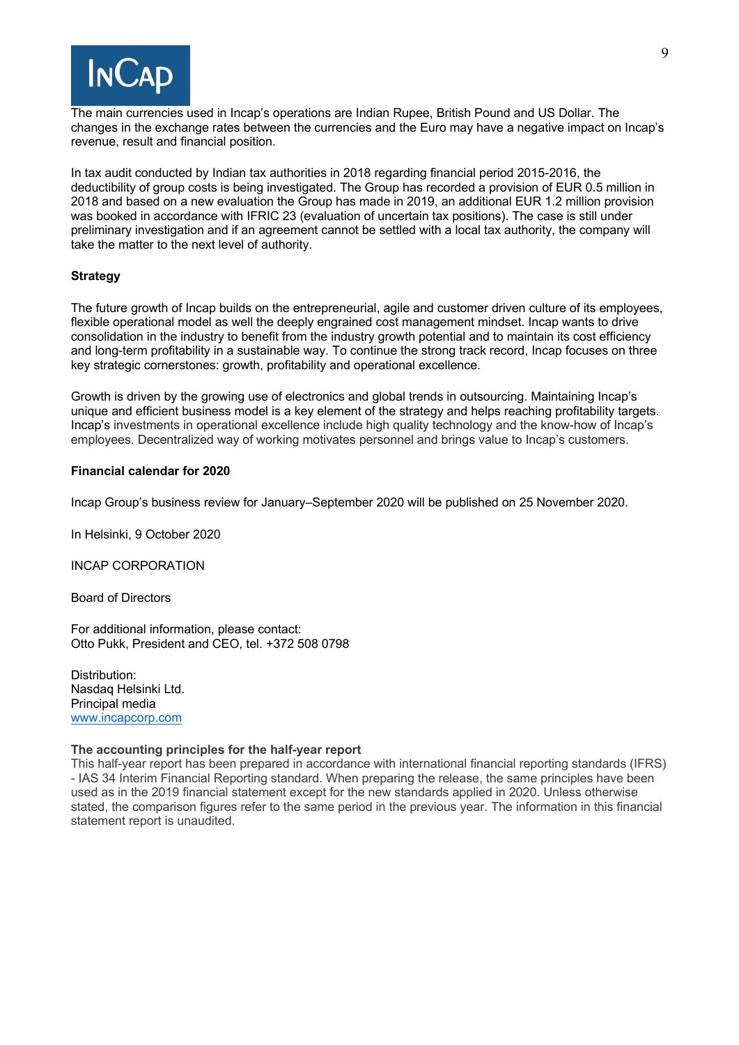The main currencies used in Incap's operations are Indian Rupee, British Pound and US Dollar. The changes in the exchange rates between the currencies and the Euro may have a negative impact on Incap's revenue, result and financial position.

In tax audit conducted by Indian tax authorities in 2018 regarding financial period 2015-2016, the deductibility of group costs is being investigated. The Group has recorded a provision of EUR 0.5 million in 2018 and based on a new evaluation the Group has made in 2019, an additional EUR 1.2 million provision was booked in accordance with IFRIC 23 (evaluation of uncertain tax positions). The case is still under preliminary investigation and if an agreement cannot be settled with a local tax authority, the company will take the matter to the next level of authority.

**Strategy**

The future growth of Incap builds on the entrepreneurial, agile and customer driven culture of its employees, flexible operational model as well the deeply engrained cost management mindset. Incap wants to drive consolidation in the industry to benefit from the industry growth potential and to maintain its cost efficiency and long-term profitability in a sustainable way. To continue the strong track record, Incap focuses on three key strategic cornerstones: growth, profitability and operational excellence.

Growth is driven by the growing use of electronics and global trends in outsourcing. Maintaining Incap's unique and efficient business model is a key element of the strategy and helps reaching profitability targets. Incap's investments in operational excellence include high quality technology and the know-how of Incap's employees. Decentralized way of working motivates personnel and brings value to Incap's customers.

**Financial calendar for 2020**

Incap Group's business review for January–September 2020 will be published on 25 November 2020.

In Helsinki, 9 October 2020

INCAP CORPORATION

Board of Directors

For additional information, please contact:
Otto Pukk, President and CEO, tel. +372 508 0798

Distribution:
Nasdaq Helsinki Ltd.
Principal media
www.incapcorp.com

**The accounting principles for the half-year report**
This half-year report has been prepared in accordance with international financial reporting standards (IFRS) - IAS 34 Interim Financial Reporting standard. When preparing the release, the same principles have been used as in the 2019 financial statement except for the new standards applied in 2020. Unless otherwise stated, the comparison figures refer to the same period in the previous year. The information in this financial statement report is unaudited.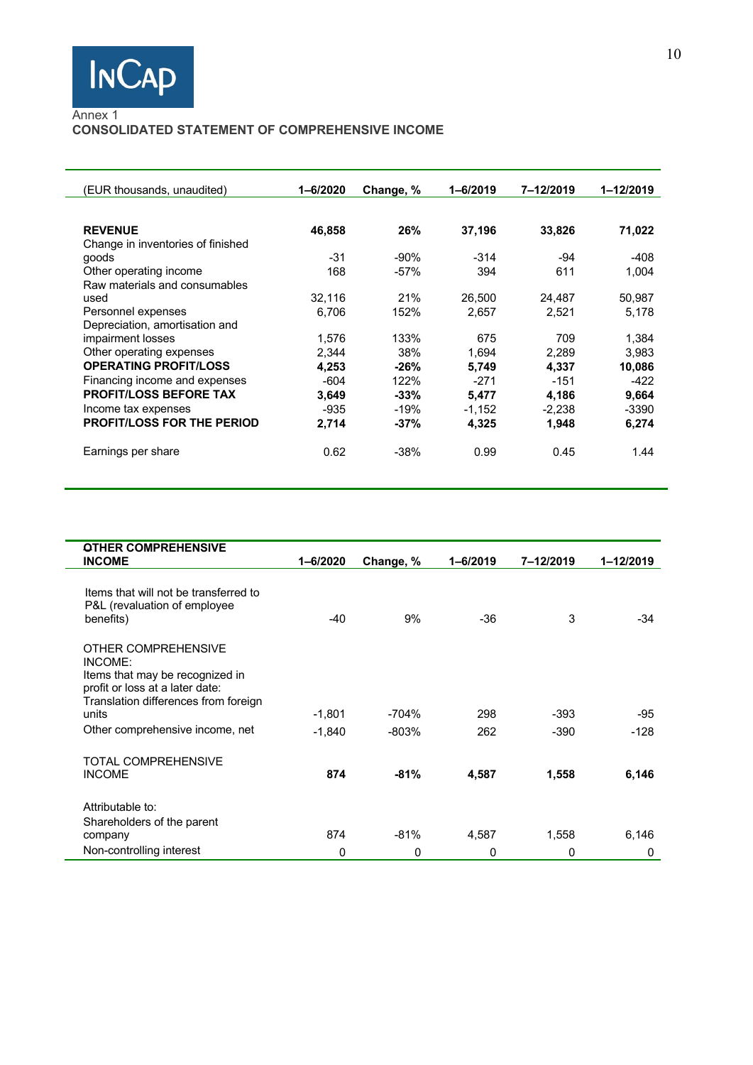Annex 1

**CONSOLIDATED STATEMENT OF COMPREHENSIVE INCOME**

| (EUR thousands, unaudited) | 1–6/2020 | Change, % | 1–6/2019 | 7–12/2019 | 1–12/2019 |
|---|---|---|---|---|---|
| **REVENUE** | **46,858** | **26%** | **37,196** | **33,826** | **71,022** |
| Change in inventories of finished goods | -31 | -90% | -314 | -94 | -408 |
| Other operating income | 168 | -57% | 394 | 611 | 1,004 |
| Raw materials and consumables used | 32,116 | 21% | 26,500 | 24,487 | 50,987 |
| Personnel expenses | 6,706 | 152% | 2,657 | 2,521 | 5,178 |
| Depreciation, amortisation and impairment losses | 1,576 | 133% | 675 | 709 | 1,384 |
| Other operating expenses | 2,344 | 38% | 1,694 | 2,289 | 3,983 |
| **OPERATING PROFIT/LOSS** | **4,253** | **-26%** | **5,749** | **4,337** | **10,086** |
| Financing income and expenses | -604 | 122% | -271 | -151 | -422 |
| **PROFIT/LOSS BEFORE TAX** | **3,649** | **-33%** | **5,477** | **4,186** | **9,664** |
| Income tax expenses | -935 | -19% | -1,152 | -2,238 | -3390 |
| **PROFIT/LOSS FOR THE PERIOD** | **2,714** | **-37%** | **4,325** | **1,948** | **6,274** |
| Earnings per share | 0.62 | -38% | 0.99 | 0.45 | 1.44 |

| **OTHER COMPREHENSIVE INCOME** | **1–6/2020** | **Change, %** | **1–6/2019** | **7–12/2019** | **1–12/2019** |
|---|---|---|---|---|---|
| Items that will not be transferred to P&L (revaluation of employee benefits) | -40 | 9% | -36 | 3 | -34 |
| OTHER COMPREHENSIVE INCOME: Items that may be recognized in profit or loss at a later date: Translation differences from foreign units | -1,801 | -704% | 298 | -393 | -95 |
| Other comprehensive income, net | -1,840 | -803% | 262 | -390 | -128 |
| TOTAL COMPREHENSIVE INCOME | **874** | **-81%** | **4,587** | **1,558** | **6,146** |
| Attributable to: | | | | | |
| Shareholders of the parent company | 874 | -81% | 4,587 | 1,558 | 6,146 |
| Non-controlling interest | 0 | 0 | 0 | 0 | 0 |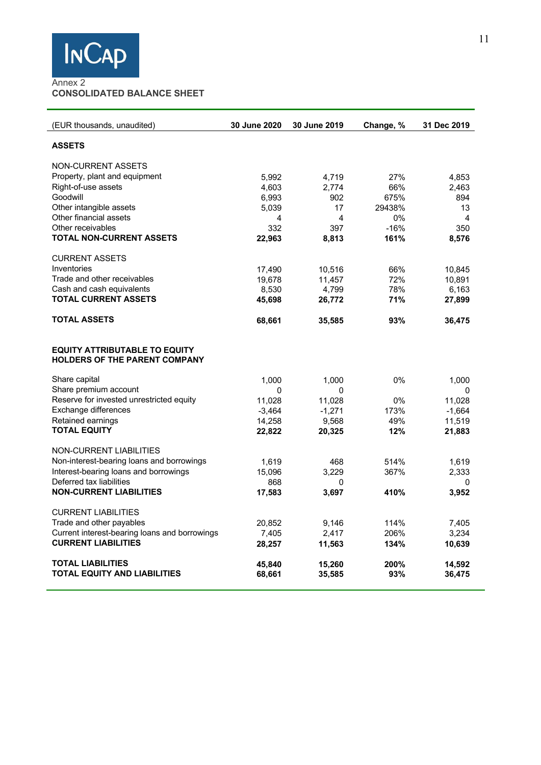Annex 2

**CONSOLIDATED BALANCE SHEET**

| (EUR thousands, unaudited) | 30 June 2020 | 30 June 2019 | Change, % | 31 Dec 2019 |
|---|---|---|---|---|
| **ASSETS** | | | | |
| NON-CURRENT ASSETS | | | | |
| Property, plant and equipment | 5,992 | 4,719 | 27% | 4,853 |
| Right-of-use assets | 4,603 | 2,774 | 66% | 2,463 |
| Goodwill | 6,993 | 902 | 675% | 894 |
| Other intangible assets | 5,039 | 17 | 29438% | 13 |
| Other financial assets | 4 | 4 | 0% | 4 |
| Other receivables | 332 | 397 | -16% | 350 |
| **TOTAL NON-CURRENT ASSETS** | **22,963** | **8,813** | **161%** | **8,576** |
| CURRENT ASSETS | | | | |
| Inventories | 17,490 | 10,516 | 66% | 10,845 |
| Trade and other receivables | 19,678 | 11,457 | 72% | 10,891 |
| Cash and cash equivalents | 8,530 | 4,799 | 78% | 6,163 |
| **TOTAL CURRENT ASSETS** | **45,698** | **26,772** | **71%** | **27,899** |
| **TOTAL ASSETS** | **68,661** | **35,585** | **93%** | **36,475** |
| **EQUITY ATTRIBUTABLE TO EQUITY HOLDERS OF THE PARENT COMPANY** | | | | |
| Share capital | 1,000 | 1,000 | 0% | 1,000 |
| Share premium account | 0 | 0 | | 0 |
| Reserve for invested unrestricted equity | 11,028 | 11,028 | 0% | 11,028 |
| Exchange differences | -3,464 | -1,271 | 173% | -1,664 |
| Retained earnings | 14,258 | 9,568 | 49% | 11,519 |
| **TOTAL EQUITY** | **22,822** | **20,325** | **12%** | **21,883** |
| NON-CURRENT LIABILITIES | | | | |
| Non-interest-bearing loans and borrowings | 1,619 | 468 | 514% | 1,619 |
| Interest-bearing loans and borrowings | 15,096 | 3,229 | 367% | 2,333 |
| Deferred tax liabilities | 868 | 0 | | 0 |
| **NON-CURRENT LIABILITIES** | **17,583** | **3,697** | **410%** | **3,952** |
| CURRENT LIABILITIES | | | | |
| Trade and other payables | 20,852 | 9,146 | 114% | 7,405 |
| Current interest-bearing loans and borrowings | 7,405 | 2,417 | 206% | 3,234 |
| **CURRENT LIABILITIES** | **28,257** | **11,563** | **134%** | **10,639** |
| **TOTAL LIABILITIES** | **45,840** | **15,260** | **200%** | **14,592** |
| **TOTAL EQUITY AND LIABILITIES** | **68,661** | **35,585** | **93%** | **36,475** |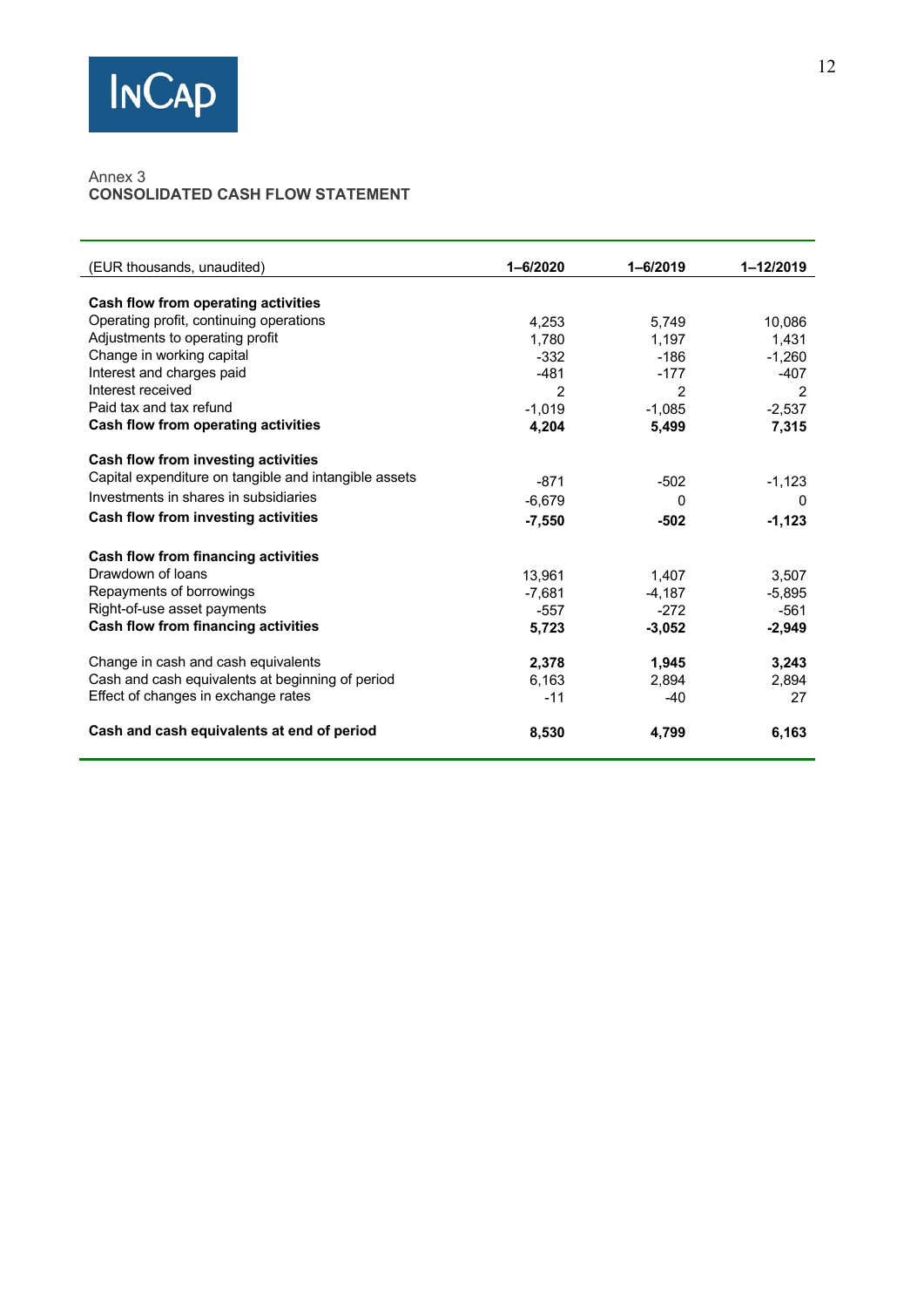Annex 3

**CONSOLIDATED CASH FLOW STATEMENT**

| (EUR thousands, unaudited) | 1–6/2020 | 1–6/2019 | 1–12/2019 |
|---|---|---|---|
| **Cash flow from operating activities** | | | |
| Operating profit, continuing operations | 4,253 | 5,749 | 10,086 |
| Adjustments to operating profit | 1,780 | 1,197 | 1,431 |
| Change in working capital | -332 | -186 | -1,260 |
| Interest and charges paid | -481 | -177 | -407 |
| Interest received | 2 | 2 | 2 |
| Paid tax and tax refund | -1,019 | -1,085 | -2,537 |
| **Cash flow from operating activities** | **4,204** | **5,499** | **7,315** |
| **Cash flow from investing activities** | | | |
| Capital expenditure on tangible and intangible assets | -871 | -502 | -1,123 |
| Investments in shares in subsidiaries | -6,679 | 0 | 0 |
| **Cash flow from investing activities** | **-7,550** | **-502** | **-1,123** |
| **Cash flow from financing activities** | | | |
| Drawdown of loans | 13,961 | 1,407 | 3,507 |
| Repayments of borrowings | -7,681 | -4,187 | -5,895 |
| Right-of-use asset payments | -557 | -272 | -561 |
| **Cash flow from financing activities** | **5,723** | **-3,052** | **-2,949** |
| Change in cash and cash equivalents | **2,378** | **1,945** | **3,243** |
| Cash and cash equivalents at beginning of period | 6,163 | 2,894 | 2,894 |
| Effect of changes in exchange rates | -11 | -40 | 27 |
| **Cash and cash equivalents at end of period** | **8,530** | **4,799** | **6,163** |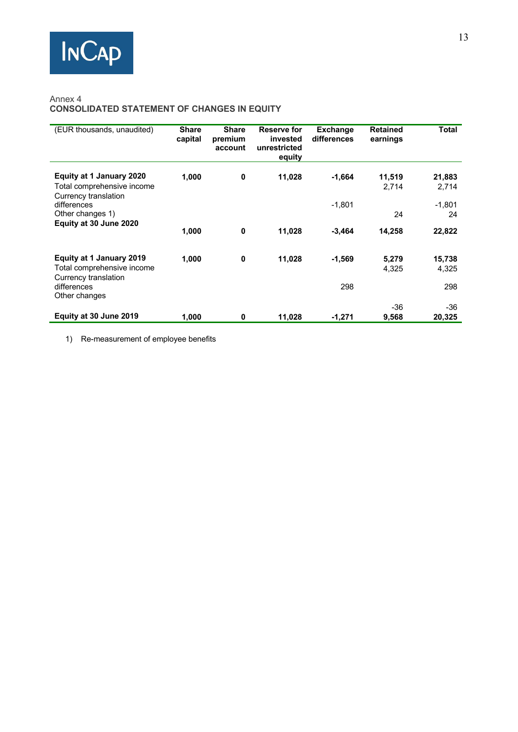Annex 4

**CONSOLIDATED STATEMENT OF CHANGES IN EQUITY**

| (EUR thousands, unaudited) | Share capital | Share premium account | Reserve for invested unrestricted equity | Exchange differences | Retained earnings | Total |
|---|---|---|---|---|---|---|
| **Equity at 1 January 2020** | **1,000** | **0** | **11,028** | **-1,664** | **11,519** | **21,883** |
| Total comprehensive income | | | | | 2,714 | 2,714 |
| Currency translation differences | | | | -1,801 | | -1,801 |
| Other changes 1) | | | | | 24 | 24 |
| **Equity at 30 June 2020** | **1,000** | **0** | **11,028** | **-3,464** | **14,258** | **22,822** |
| | | | | | | |
| **Equity at 1 January 2019** | **1,000** | **0** | **11,028** | **-1,569** | **5,279** | **15,738** |
| Total comprehensive income | | | | | 4,325 | 4,325 |
| Currency translation differences | | | | 298 | | 298 |
| Other changes | | | | | -36 | -36 |
| **Equity at 30 June 2019** | **1,000** | **0** | **11,028** | **-1,271** | **9,568** | **20,325** |

1) Re-measurement of employee benefits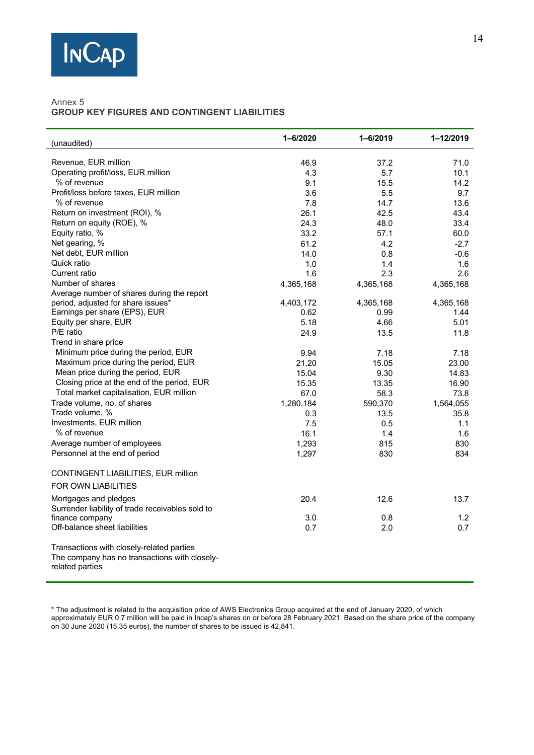Annex 5
## GROUP KEY FIGURES AND CONTINGENT LIABILITIES

| (unaudited) | 1–6/2020 | 1–6/2019 | 1–12/2019 |
|---|---|---|---|
| Revenue, EUR million | 46.9 | 37.2 | 71.0 |
| Operating profit/loss, EUR million | 4.3 | 5.7 | 10.1 |
| % of revenue | 9.1 | 15.5 | 14.2 |
| Profit/loss before taxes, EUR million | 3.6 | 5.5 | 9.7 |
| % of revenue | 7.8 | 14.7 | 13.6 |
| Return on investment (ROI), % | 26.1 | 42.5 | 43.4 |
| Return on equity (ROE), % | 24.3 | 48.0 | 33.4 |
| Equity ratio, % | 33.2 | 57.1 | 60.0 |
| Net gearing, % | 61.2 | 4.2 | -2.7 |
| Net debt, EUR million | 14.0 | 0.8 | -0.6 |
| Quick ratio | 1.0 | 1.4 | 1.6 |
| Current ratio | 1.6 | 2.3 | 2.6 |
| Number of shares | 4,365,168 | 4,365,168 | 4,365,168 |
| Average number of shares during the report period, adjusted for share issues* | 4,403,172 | 4,365,168 | 4,365,168 |
| Earnings per share (EPS), EUR | 0.62 | 0.99 | 1.44 |
| Equity per share, EUR | 5.18 | 4.66 | 5.01 |
| P/E ratio | 24.9 | 13.5 | 11.8 |
| Trend in share price | | | |
| Minimum price during the period, EUR | 9.94 | 7.18 | 7.18 |
| Maximum price during the period, EUR | 21.20 | 15.05 | 23.00 |
| Mean price during the period, EUR | 15.04 | 9.30 | 14.83 |
| Closing price at the end of the period, EUR | 15.35 | 13.35 | 16.90 |
| Total market capitalisation, EUR million | 67.0 | 58.3 | 73.8 |
| Trade volume, no. of shares | 1,280,184 | 590,370 | 1,564,055 |
| Trade volume, % | 0.3 | 13.5 | 35.8 |
| Investments, EUR million | 7.5 | 0.5 | 1.1 |
| % of revenue | 16.1 | 1.4 | 1.6 |
| Average number of employees | 1,293 | 815 | 830 |
| Personnel at the end of period | 1,297 | 830 | 834 |
| | | | |
| CONTINGENT LIABILITIES, EUR million | | | |
| FOR OWN LIABILITIES | | | |
| Mortgages and pledges | 20.4 | 12.6 | 13.7 |
| Surrender liability of trade receivables sold to finance company | 3.0 | 0.8 | 1.2 |
| Off-balance sheet liabilities | 0.7 | 2.0 | 0.7 |
| | | | |
| Transactions with closely-related parties | | | |
| The company has no transactions with closely-related parties | | | |

* The adjustment is related to the acquisition price of AWS Electronics Group acquired at the end of January 2020, of which approximately EUR 0.7 million will be paid in Incap's shares on or before 28 February 2021. Based on the share price of the company on 30 June 2020 (15.35 euros), the number of shares to be issued is 42,841.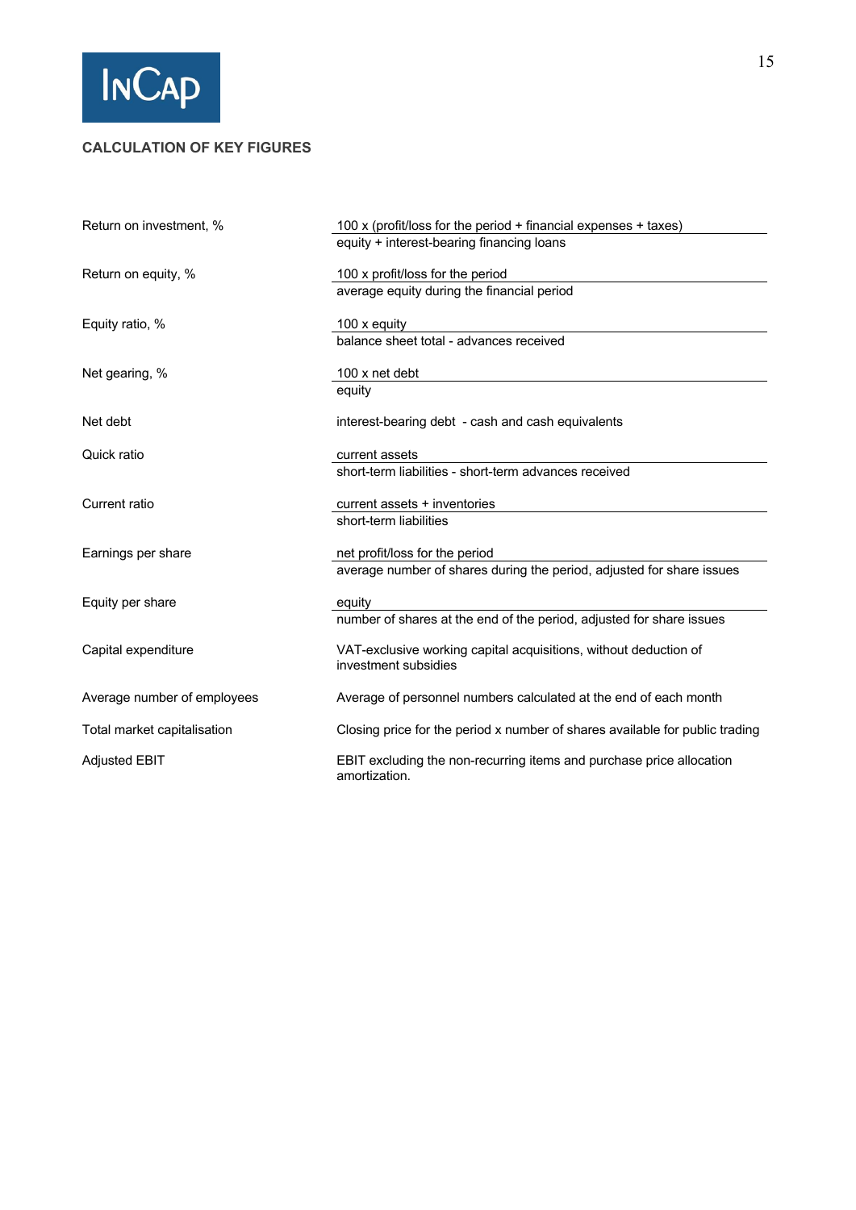## CALCULATION OF KEY FIGURES

| | |
|---|---|
| Return on investment, % | $\frac{100 \times (\text{profit/loss for the period} + \text{financial expenses} + \text{taxes})}{\text{equity} + \text{interest-bearing financing loans}}$ |
| Return on equity, % | $\frac{100 \times \text{profit/loss for the period}}{\text{average equity during the financial period}}$ |
| Equity ratio, % | $\frac{100 \times \text{equity}}{\text{balance sheet total} - \text{advances received}}$ |
| Net gearing, % | $\frac{100 \times \text{net debt}}{\text{equity}}$ |
| Net debt | interest-bearing debt - cash and cash equivalents |
| Quick ratio | $\frac{\text{current assets}}{\text{short-term liabilities} - \text{short-term advances received}}$ |
| Current ratio | $\frac{\text{current assets} + \text{inventories}}{\text{short-term liabilities}}$ |
| Earnings per share | $\frac{\text{net profit/loss for the period}}{\text{average number of shares during the period, adjusted for share issues}}$ |
| Equity per share | $\frac{\text{equity}}{\text{number of shares at the end of the period, adjusted for share issues}}$ |
| Capital expenditure | VAT-exclusive working capital acquisitions, without deduction of investment subsidies |
| Average number of employees | Average of personnel numbers calculated at the end of each month |
| Total market capitalisation | Closing price for the period x number of shares available for public trading |
| Adjusted EBIT | EBIT excluding the non-recurring items and purchase price allocation amortization. |